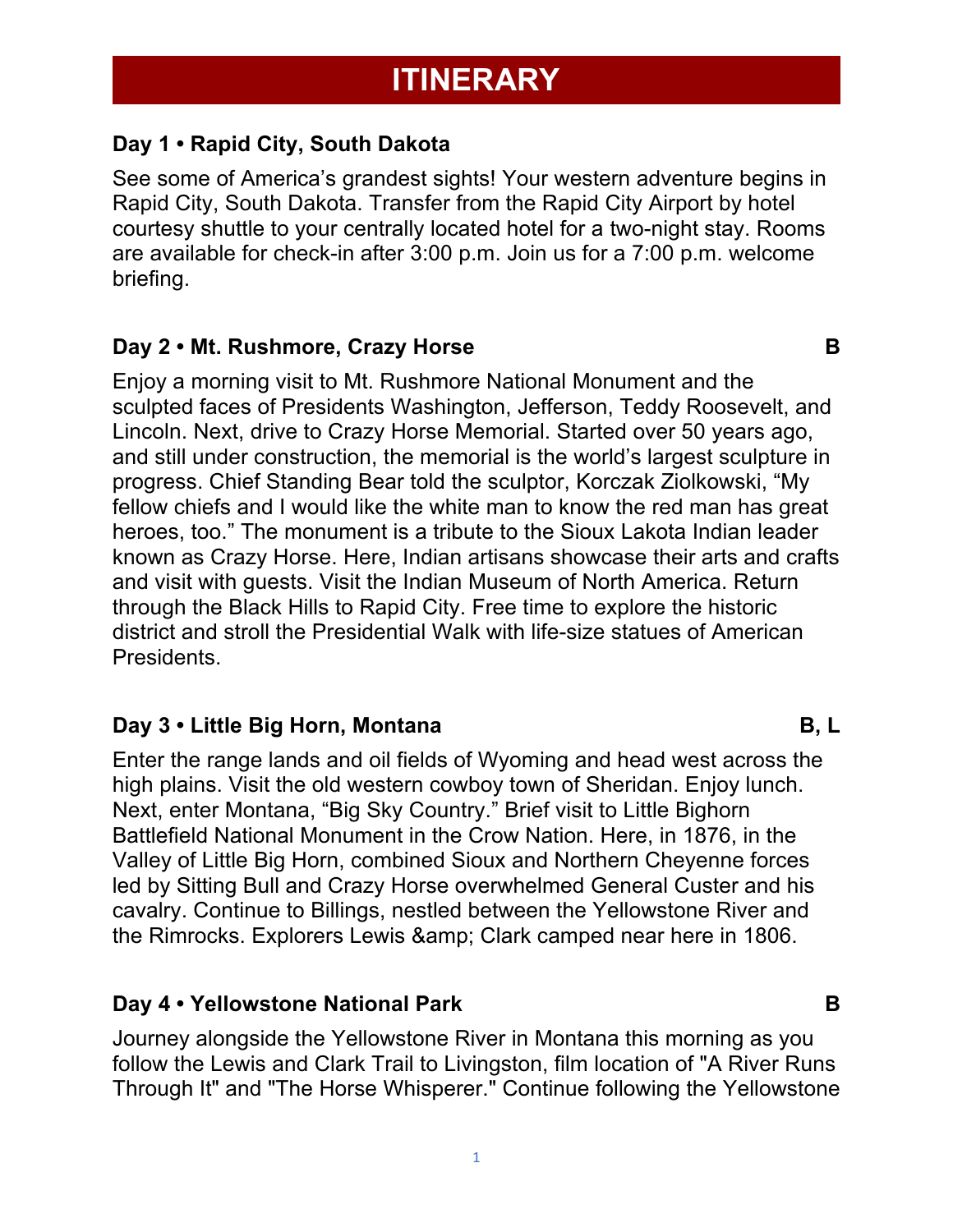# ITINERARY

### Day 1 • Rapid City, South Dakota

See some of America's grandest sights! Your western adventure begins in Rapid City, South Dakota. Transfer from the Rapid City Airport by hotel courtesy shuttle to your centrally located hotel for a two-night stay. Rooms are available for check-in after 3:00 p.m. Join us for a 7:00 p.m. welcome briefing.

### Day 2 • Mt. Rushmore, Crazy Horse — B

Enjoy a morning visit to Mt. Rushmore National Monument and the sculpted faces of Presidents Washington, Jefferson, Teddy Roosevelt, and Lincoln. Next, drive to Crazy Horse Memorial. Started over 50 years ago, and still under construction, the memorial is the world's largest sculpture in progress. Chief Standing Bear told the sculptor, Korczak Ziolkowski, "My fellow chiefs and I would like the white man to know the red man has great heroes, too." The monument is a tribute to the Sioux Lakota Indian leader known as Crazy Horse. Here, Indian artisans showcase their arts and crafts and visit with guests. Visit the Indian Museum of North America. Return through the Black Hills to Rapid City. Free time to explore the historic district and stroll the Presidential Walk with life-size statues of American Presidents.

### Day 3 • Little Big Horn, Montana — B, L

Enter the range lands and oil fields of Wyoming and head west across the high plains. Visit the old western cowboy town of Sheridan. Enjoy lunch. Next, enter Montana, "Big Sky Country." Brief visit to Little Bighorn Battlefield National Monument in the Crow Nation. Here, in 1876, in the Valley of Little Big Horn, combined Sioux and Northern Cheyenne forces led by Sitting Bull and Crazy Horse overwhelmed General Custer and his cavalry. Continue to Billings, nestled between the Yellowstone River and the Rimrocks. Explorers Lewis &amp; Clark camped near here in 1806.

### Day 4 • Yellowstone National Park — B

Journey alongside the Yellowstone River in Montana this morning as you follow the Lewis and Clark Trail to Livingston, film location of "A River Runs Through It" and "The Horse Whisperer." Continue following the Yellowstone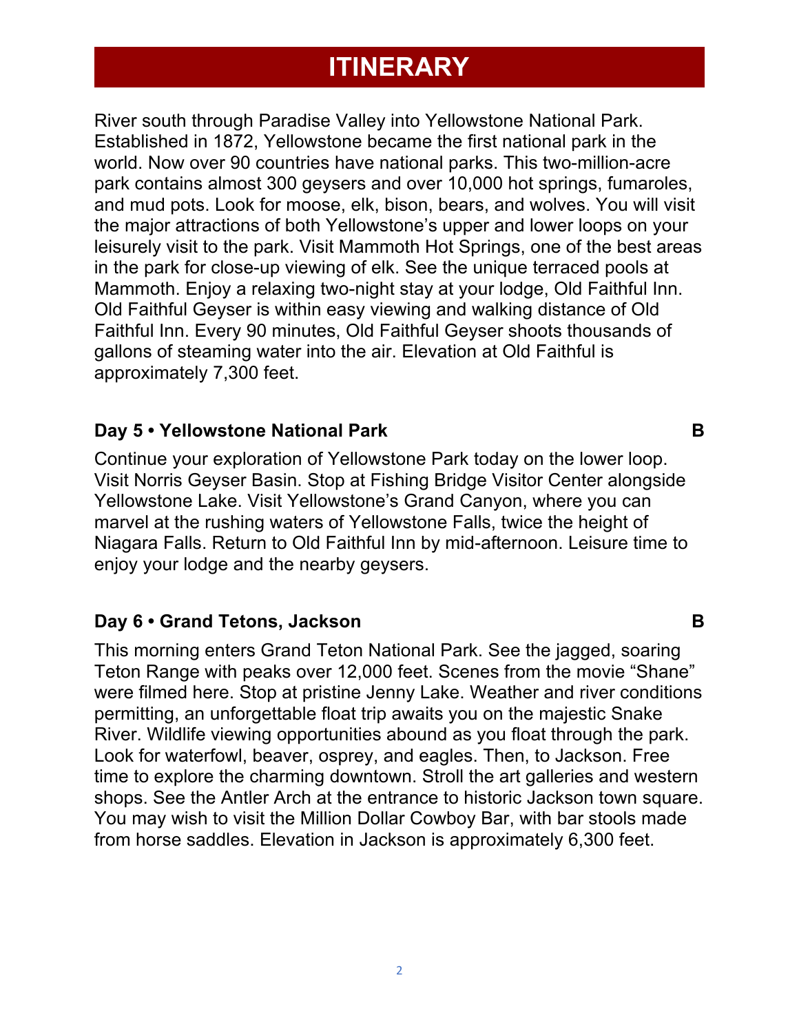# ITINERARY

River south through Paradise Valley into Yellowstone National Park. Established in 1872, Yellowstone became the first national park in the world. Now over 90 countries have national parks. This two-million-acre park contains almost 300 geysers and over 10,000 hot springs, fumaroles, and mud pots. Look for moose, elk, bison, bears, and wolves. You will visit the major attractions of both Yellowstone's upper and lower loops on your leisurely visit to the park. Visit Mammoth Hot Springs, one of the best areas in the park for close-up viewing of elk. See the unique terraced pools at Mammoth. Enjoy a relaxing two-night stay at your lodge, Old Faithful Inn. Old Faithful Geyser is within easy viewing and walking distance of Old Faithful Inn. Every 90 minutes, Old Faithful Geyser shoots thousands of gallons of steaming water into the air. Elevation at Old Faithful is approximately 7,300 feet.

**Day 5 • Yellowstone National Park** **B**

Continue your exploration of Yellowstone Park today on the lower loop. Visit Norris Geyser Basin. Stop at Fishing Bridge Visitor Center alongside Yellowstone Lake. Visit Yellowstone's Grand Canyon, where you can marvel at the rushing waters of Yellowstone Falls, twice the height of Niagara Falls. Return to Old Faithful Inn by mid-afternoon. Leisure time to enjoy your lodge and the nearby geysers.

**Day 6 • Grand Tetons, Jackson** **B**

This morning enters Grand Teton National Park. See the jagged, soaring Teton Range with peaks over 12,000 feet. Scenes from the movie "Shane" were filmed here. Stop at pristine Jenny Lake. Weather and river conditions permitting, an unforgettable float trip awaits you on the majestic Snake River. Wildlife viewing opportunities abound as you float through the park. Look for waterfowl, beaver, osprey, and eagles. Then, to Jackson. Free time to explore the charming downtown. Stroll the art galleries and western shops. See the Antler Arch at the entrance to historic Jackson town square. You may wish to visit the Million Dollar Cowboy Bar, with bar stools made from horse saddles. Elevation in Jackson is approximately 6,300 feet.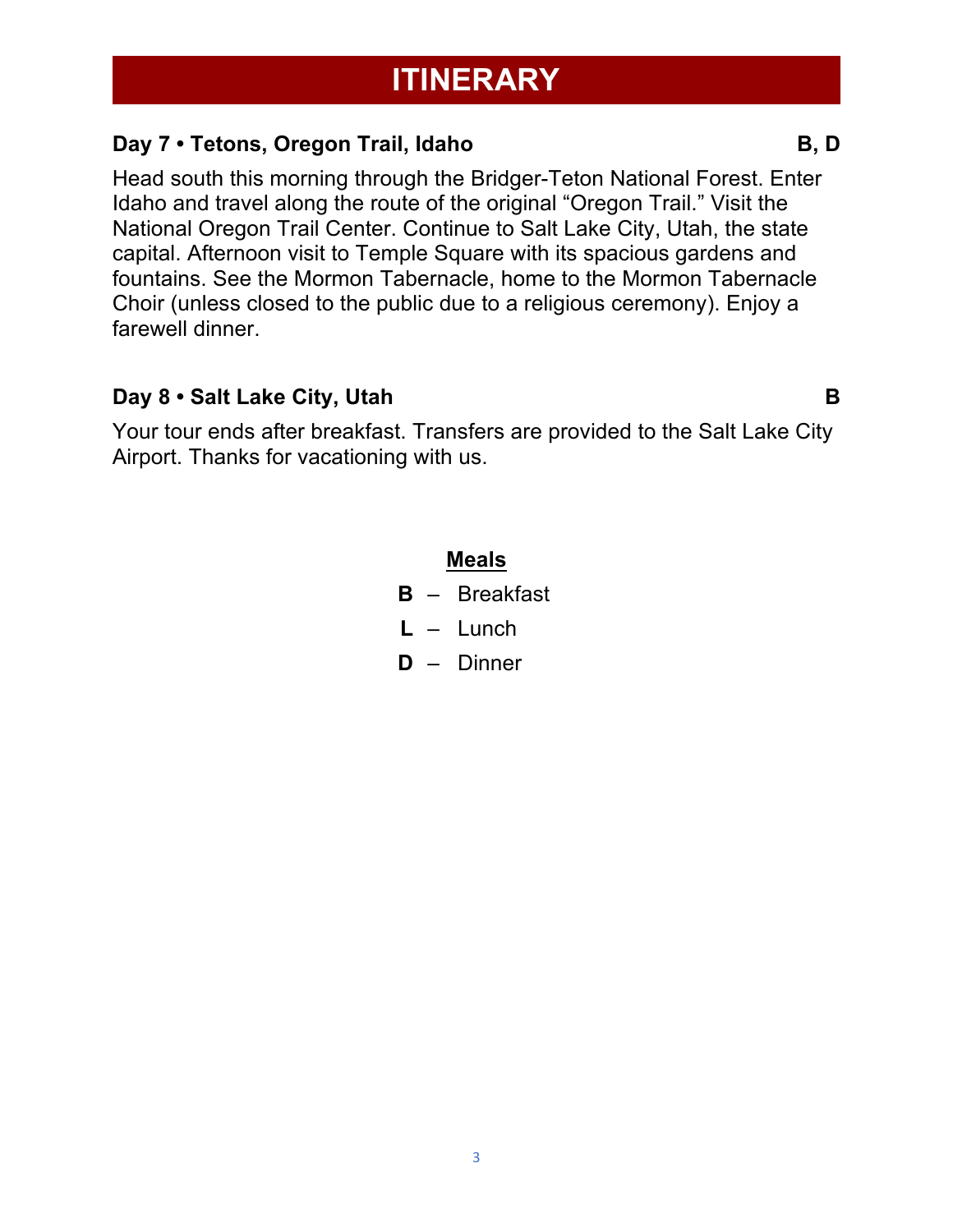# ITINERARY

**Day 7 • Tetons, Oregon Trail, Idaho** **B, D**

Head south this morning through the Bridger-Teton National Forest. Enter Idaho and travel along the route of the original "Oregon Trail." Visit the National Oregon Trail Center. Continue to Salt Lake City, Utah, the state capital. Afternoon visit to Temple Square with its spacious gardens and fountains. See the Mormon Tabernacle, home to the Mormon Tabernacle Choir (unless closed to the public due to a religious ceremony). Enjoy a farewell dinner.

**Day 8 • Salt Lake City, Utah** **B**

Your tour ends after breakfast. Transfers are provided to the Salt Lake City Airport. Thanks for vacationing with us.

**Meals**

**B** – Breakfast

**L** – Lunch

**D** – Dinner